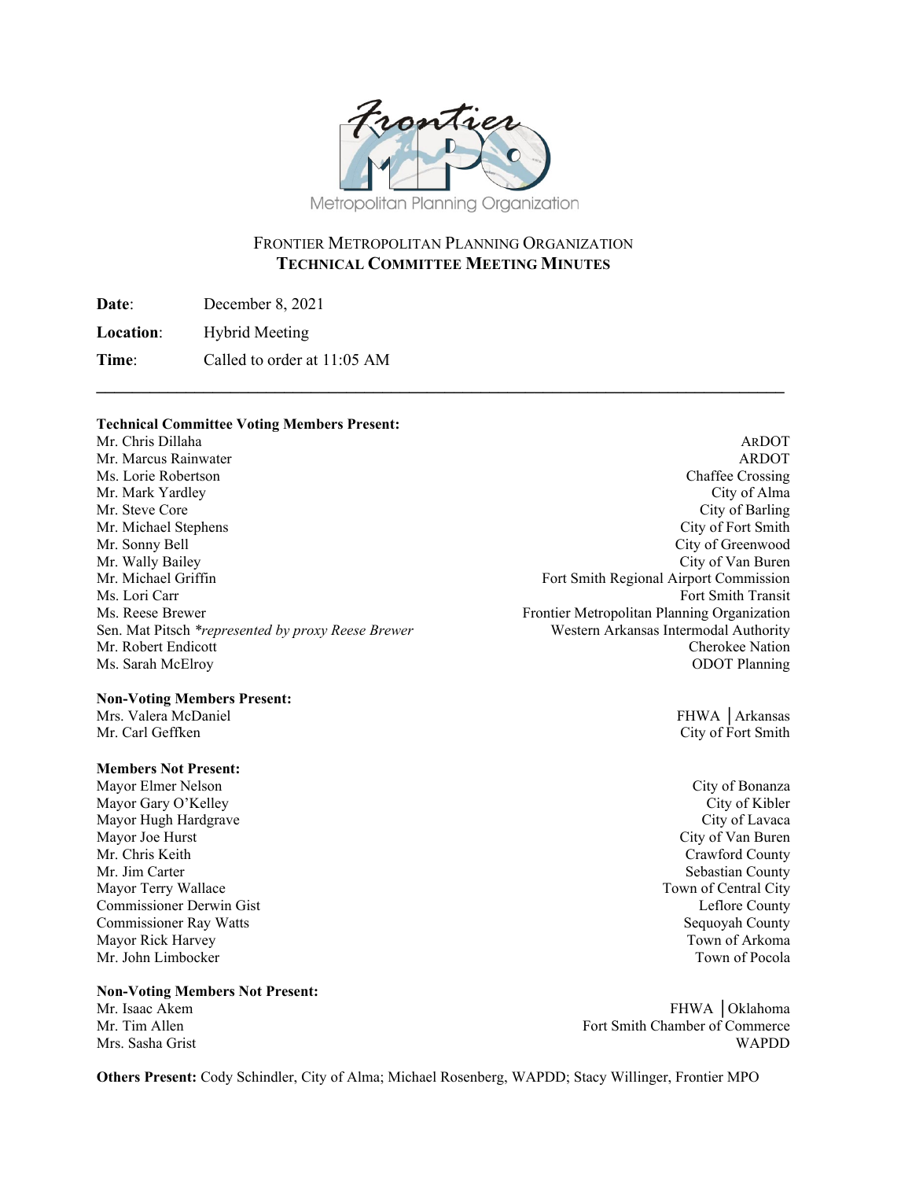# FRONTIER METROPOLITAN PLANNING ORGANIZATION
## TECHNICAL COMMITTEE MEETING MINUTES

**Date**: December 8, 2021

**Location**: Hybrid Meeting

**Time**: Called to order at 11:05 AM

---

**Technical Committee Voting Members Present:**

| | |
|---|---|
| Mr. Chris Dillaha | ARDOT |
| Mr. Marcus Rainwater | ARDOT |
| Ms. Lorie Robertson | Chaffee Crossing |
| Mr. Mark Yardley | City of Alma |
| Mr. Steve Core | City of Barling |
| Mr. Michael Stephens | City of Fort Smith |
| Mr. Sonny Bell | City of Greenwood |
| Mr. Wally Bailey | City of Van Buren |
| Mr. Michael Griffin | Fort Smith Regional Airport Commission |
| Ms. Lori Carr | Fort Smith Transit |
| Ms. Reese Brewer | Frontier Metropolitan Planning Organization |
| Sen. Mat Pitsch *\*represented by proxy Reese Brewer* | Western Arkansas Intermodal Authority |
| Mr. Robert Endicott | Cherokee Nation |
| Ms. Sarah McElroy | ODOT Planning |

**Non-Voting Members Present:**

| | |
|---|---|
| Mrs. Valera McDaniel | FHWA │Arkansas |
| Mr. Carl Geffken | City of Fort Smith |

**Members Not Present:**

| | |
|---|---|
| Mayor Elmer Nelson | City of Bonanza |
| Mayor Gary O'Kelley | City of Kibler |
| Mayor Hugh Hardgrave | City of Lavaca |
| Mayor Joe Hurst | City of Van Buren |
| Mr. Chris Keith | Crawford County |
| Mr. Jim Carter | Sebastian County |
| Mayor Terry Wallace | Town of Central City |
| Commissioner Derwin Gist | Leflore County |
| Commissioner Ray Watts | Sequoyah County |
| Mayor Rick Harvey | Town of Arkoma |
| Mr. John Limbocker | Town of Pocola |

**Non-Voting Members Not Present:**

| | |
|---|---|
| Mr. Isaac Akem | FHWA │Oklahoma |
| Mr. Tim Allen | Fort Smith Chamber of Commerce |
| Mrs. Sasha Grist | WAPDD |

**Others Present:** Cody Schindler, City of Alma; Michael Rosenberg, WAPDD; Stacy Willinger, Frontier MPO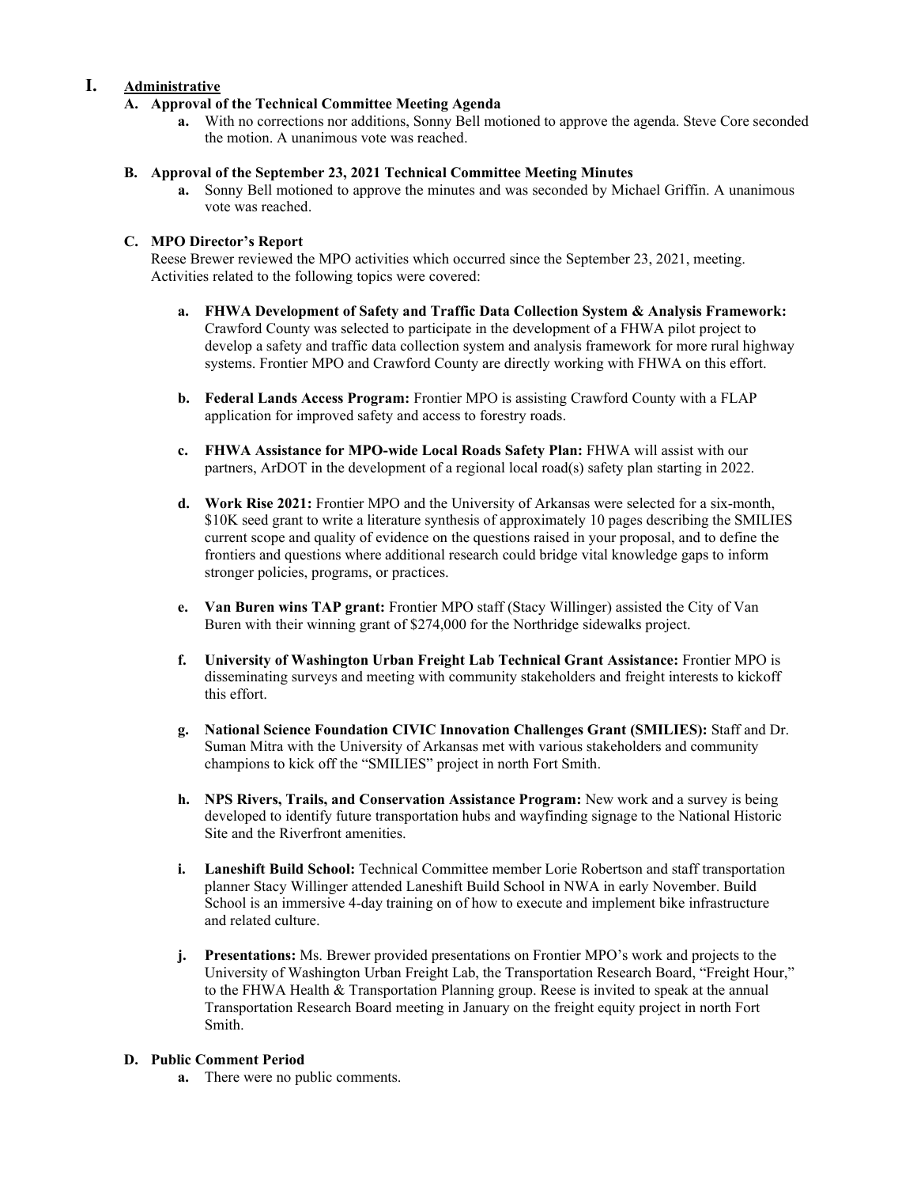# I. Administrative

## A. Approval of the Technical Committee Meeting Agenda

a. With no corrections nor additions, Sonny Bell motioned to approve the agenda. Steve Core seconded the motion. A unanimous vote was reached.

## B. Approval of the September 23, 2021 Technical Committee Meeting Minutes

a. Sonny Bell motioned to approve the minutes and was seconded by Michael Griffin. A unanimous vote was reached.

## C. MPO Director's Report

Reese Brewer reviewed the MPO activities which occurred since the September 23, 2021, meeting. Activities related to the following topics were covered:

a. **FHWA Development of Safety and Traffic Data Collection System & Analysis Framework:** Crawford County was selected to participate in the development of a FHWA pilot project to develop a safety and traffic data collection system and analysis framework for more rural highway systems. Frontier MPO and Crawford County are directly working with FHWA on this effort.

b. **Federal Lands Access Program:** Frontier MPO is assisting Crawford County with a FLAP application for improved safety and access to forestry roads.

c. **FHWA Assistance for MPO-wide Local Roads Safety Plan:** FHWA will assist with our partners, ArDOT in the development of a regional local road(s) safety plan starting in 2022.

d. **Work Rise 2021:** Frontier MPO and the University of Arkansas were selected for a six-month, $10K seed grant to write a literature synthesis of approximately 10 pages describing the SMILIES current scope and quality of evidence on the questions raised in your proposal, and to define the frontiers and questions where additional research could bridge vital knowledge gaps to inform stronger policies, programs, or practices.

e. **Van Buren wins TAP grant:** Frontier MPO staff (Stacy Willinger) assisted the City of Van Buren with their winning grant of $274,000 for the Northridge sidewalks project.

f. **University of Washington Urban Freight Lab Technical Grant Assistance:** Frontier MPO is disseminating surveys and meeting with community stakeholders and freight interests to kickoff this effort.

g. **National Science Foundation CIVIC Innovation Challenges Grant (SMILIES):** Staff and Dr. Suman Mitra with the University of Arkansas met with various stakeholders and community champions to kick off the "SMILIES" project in north Fort Smith.

h. **NPS Rivers, Trails, and Conservation Assistance Program:** New work and a survey is being developed to identify future transportation hubs and wayfinding signage to the National Historic Site and the Riverfront amenities.

i. **Laneshift Build School:** Technical Committee member Lorie Robertson and staff transportation planner Stacy Willinger attended Laneshift Build School in NWA in early November. Build School is an immersive 4-day training on of how to execute and implement bike infrastructure and related culture.

j. **Presentations:** Ms. Brewer provided presentations on Frontier MPO's work and projects to the University of Washington Urban Freight Lab, the Transportation Research Board, "Freight Hour," to the FHWA Health & Transportation Planning group. Reese is invited to speak at the annual Transportation Research Board meeting in January on the freight equity project in north Fort Smith.

## D. Public Comment Period

a. There were no public comments.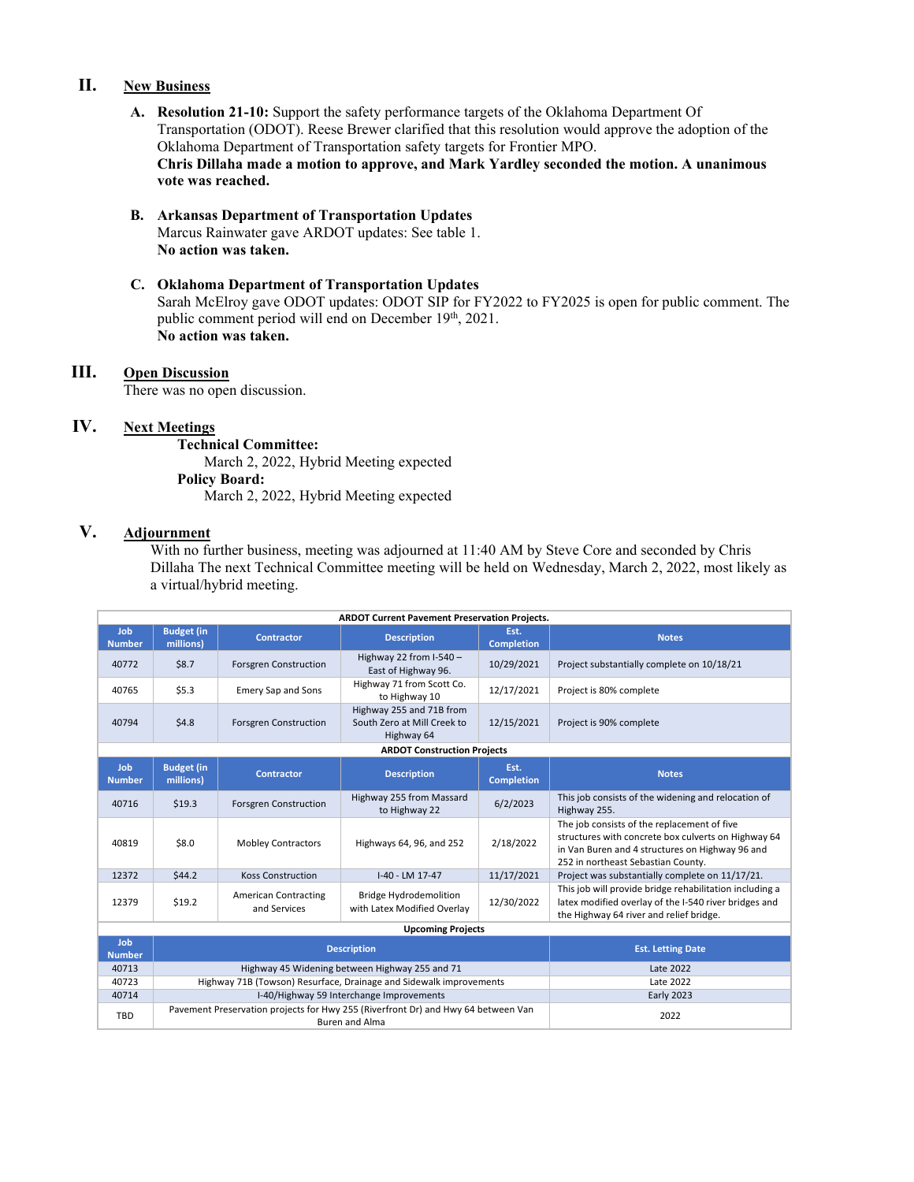## II. New Business

**A. Resolution 21-10:** Support the safety performance targets of the Oklahoma Department Of Transportation (ODOT). Reese Brewer clarified that this resolution would approve the adoption of the Oklahoma Department of Transportation safety targets for Frontier MPO.
**Chris Dillaha made a motion to approve, and Mark Yardley seconded the motion. A unanimous vote was reached.**

**B. Arkansas Department of Transportation Updates**
Marcus Rainwater gave ARDOT updates: See table 1.
**No action was taken.**

**C. Oklahoma Department of Transportation Updates**
Sarah McElroy gave ODOT updates: ODOT SIP for FY2022 to FY2025 is open for public comment. The public comment period will end on December 19th, 2021.
**No action was taken.**

## III. Open Discussion

There was no open discussion.

## IV. Next Meetings

**Technical Committee:**
March 2, 2022, Hybrid Meeting expected
**Policy Board:**
March 2, 2022, Hybrid Meeting expected

## V. Adjournment

With no further business, meeting was adjourned at 11:40 AM by Steve Core and seconded by Chris Dillaha The next Technical Committee meeting will be held on Wednesday, March 2, 2022, most likely as a virtual/hybrid meeting.

| ARDOT Current Pavement Preservation Projects. | | | | | |
|---|---|---|---|---|---|
| **Job Number** | **Budget (in millions)** | **Contractor** | **Description** | **Est. Completion** | **Notes** |
| 40772 | $8.7 | Forsgren Construction | Highway 22 from I-540 – East of Highway 96. | 10/29/2021 | Project substantially complete on 10/18/21 |
| 40765 | $5.3 | Emery Sap and Sons | Highway 71 from Scott Co. to Highway 10 | 12/17/2021 | Project is 80% complete |
| 40794 | $4.8 | Forsgren Construction | Highway 255 and 71B from South Zero at Mill Creek to Highway 64 | 12/15/2021 | Project is 90% complete |
| **ARDOT Construction Projects** | | | | | |
| **Job Number** | **Budget (in millions)** | **Contractor** | **Description** | **Est. Completion** | **Notes** |
| 40716 | $19.3 | Forsgren Construction | Highway 255 from Massard to Highway 22 | 6/2/2023 | This job consists of the widening and relocation of Highway 255. |
| 40819 | $8.0 | Mobley Contractors | Highways 64, 96, and 252 | 2/18/2022 | The job consists of the replacement of five structures with concrete box culverts on Highway 64 in Van Buren and 4 structures on Highway 96 and 252 in northeast Sebastian County. |
| 12372 | $44.2 | Koss Construction | I-40 - LM 17-47 | 11/17/2021 | Project was substantially complete on 11/17/21. |
| 12379 | $19.2 | American Contracting and Services | Bridge Hydrodemolition with Latex Modified Overlay | 12/30/2022 | This job will provide bridge rehabilitation including a latex modified overlay of the I-540 river bridges and the Highway 64 river and relief bridge. |

| Upcoming Projects | | |
|---|---|---|
| **Job Number** | **Description** | **Est. Letting Date** |
| 40713 | Highway 45 Widening between Highway 255 and 71 | Late 2022 |
| 40723 | Highway 71B (Towson) Resurface, Drainage and Sidewalk improvements | Late 2022 |
| 40714 | I-40/Highway 59 Interchange Improvements | Early 2023 |
| TBD | Pavement Preservation projects for Hwy 255 (Riverfront Dr) and Hwy 64 between Van Buren and Alma | 2022 |